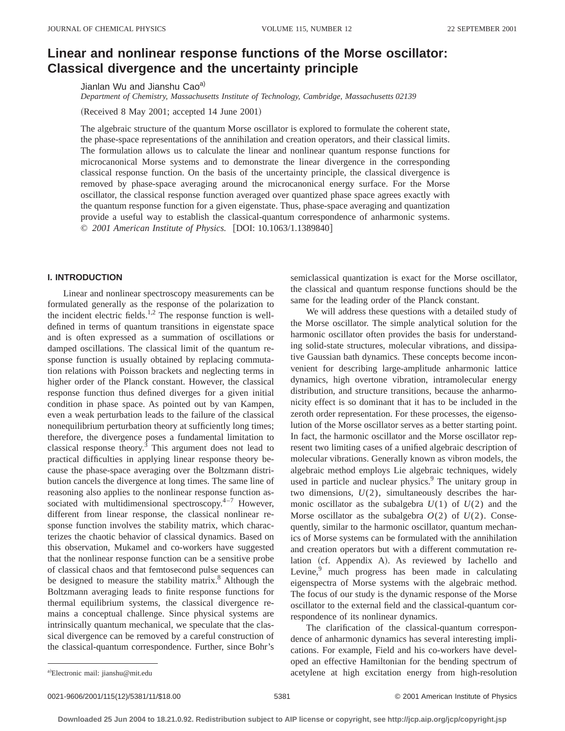# Linear and nonlinear response functions of the Morse oscillator: Classical divergence and the uncertainty principle

Jianlan Wu and Jianshu Cao[a]

*Department of Chemistry, Massachusetts Institute of Technology, Cambridge, Massachusetts 02139*

(Received 8 May 2001; accepted 14 June 2001)

The algebraic structure of the quantum Morse oscillator is explored to formulate the coherent state, the phase-space representations of the annihilation and creation operators, and their classical limits. The formulation allows us to calculate the linear and nonlinear quantum response functions for microcanonical Morse systems and to demonstrate the linear divergence in the corresponding classical response function. On the basis of the uncertainty principle, the classical divergence is removed by phase-space averaging around the microcanonical energy surface. For the Morse oscillator, the classical response function averaged over quantized phase space agrees exactly with the quantum response function for a given eigenstate. Thus, phase-space averaging and quantization provide a useful way to establish the classical-quantum correspondence of anharmonic systems. © *2001 American Institute of Physics.* [DOI: 10.1063/1.1389840]

## I. INTRODUCTION

Linear and nonlinear spectroscopy measurements can be formulated generally as the response of the polarization to the incident electric fields.[1,2] The response function is well-defined in terms of quantum transitions in eigenstate space and is often expressed as a summation of oscillations or damped oscillations. The classical limit of the quantum response function is usually obtained by replacing commutation relations with Poisson brackets and neglecting terms in higher order of the Planck constant. However, the classical response function thus defined diverges for a given initial condition in phase space. As pointed out by van Kampen, even a weak perturbation leads to the failure of the classical nonequilibrium perturbation theory at sufficiently long times; therefore, the divergence poses a fundamental limitation to classical response theory.[3] This argument does not lead to practical difficulties in applying linear response theory because the phase-space averaging over the Boltzmann distribution cancels the divergence at long times. The same line of reasoning also applies to the nonlinear response function associated with multidimensional spectroscopy.[4–7] However, different from linear response, the classical nonlinear response function involves the stability matrix, which characterizes the chaotic behavior of classical dynamics. Based on this observation, Mukamel and co-workers have suggested that the nonlinear response function can be a sensitive probe of classical chaos and that femtosecond pulse sequences can be designed to measure the stability matrix.[8] Although the Boltzmann averaging leads to finite response functions for thermal equilibrium systems, the classical divergence remains a conceptual challenge. Since physical systems are intrinsically quantum mechanical, we speculate that the classical divergence can be removed by a careful construction of the classical-quantum correspondence. Further, since Bohr's semiclassical quantization is exact for the Morse oscillator, the classical and quantum response functions should be the same for the leading order of the Planck constant.

We will address these questions with a detailed study of the Morse oscillator. The simple analytical solution for the harmonic oscillator often provides the basis for understanding solid-state structures, molecular vibrations, and dissipative Gaussian bath dynamics. These concepts become inconvenient for describing large-amplitude anharmonic lattice dynamics, high overtone vibration, intramolecular energy distribution, and structure transitions, because the anharmonicity effect is so dominant that it has to be included in the zeroth order representation. For these processes, the eigensolution of the Morse oscillator serves as a better starting point. In fact, the harmonic oscillator and the Morse oscillator represent two limiting cases of a unified algebraic description of molecular vibrations. Generally known as vibron models, the algebraic method employs Lie algebraic techniques, widely used in particle and nuclear physics.[9] The unitary group in two dimensions, $U(2)$, simultaneously describes the harmonic oscillator as the subalgebra $U(1)$ of $U(2)$ and the Morse oscillator as the subalgebra $O(2)$ of $U(2)$. Consequently, similar to the harmonic oscillator, quantum mechanics of Morse systems can be formulated with the annihilation and creation operators but with a different commutation relation (cf. Appendix A). As reviewed by Iachello and Levine,[9] much progress has been made in calculating eigenspectra of Morse systems with the algebraic method. The focus of our study is the dynamic response of the Morse oscillator to the external field and the classical-quantum correspondence of its nonlinear dynamics.

The clarification of the classical-quantum correspondence of anharmonic dynamics has several interesting implications. For example, Field and his co-workers have developed an effective Hamiltonian for the bending spectrum of acetylene at high excitation energy from high-resolution

[a]Electronic mail: jianshu@mit.edu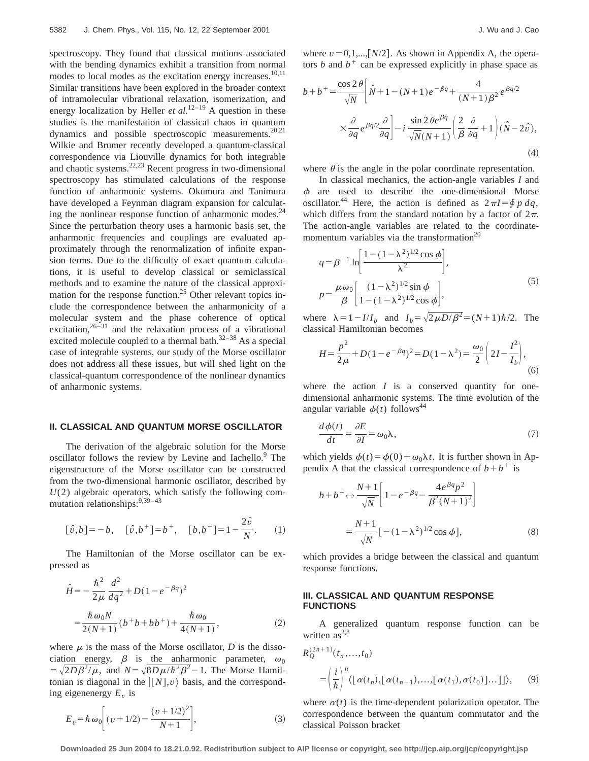spectroscopy. They found that classical motions associated with the bending dynamics exhibit a transition from normal modes to local modes as the excitation energy increases.[10,11] Similar transitions have been explored in the broader context of intramolecular vibrational relaxation, isomerization, and energy localization by Heller *et al.*[12–19] A question in these studies is the manifestation of classical chaos in quantum dynamics and possible spectroscopic measurements.[20,21] Wilkie and Brumer recently developed a quantum-classical correspondence via Liouville dynamics for both integrable and chaotic systems.[22,23] Recent progress in two-dimensional spectroscopy has stimulated calculations of the response function of anharmonic systems. Okumura and Tanimura have developed a Feynman diagram expansion for calculating the nonlinear response function of anharmonic modes.[24] Since the perturbation theory uses a harmonic basis set, the anharmonic frequencies and couplings are evaluated approximately through the renormalization of infinite expansion terms. Due to the difficulty of exact quantum calculations, it is useful to develop classical or semiclassical methods and to examine the nature of the classical approximation for the response function.[25] Other relevant topics include the correspondence between the anharmonicity of a molecular system and the phase coherence of optical excitation,[26–31] and the relaxation process of a vibrational excited molecule coupled to a thermal bath.[32–38] As a special case of integrable systems, our study of the Morse oscillator does not address all these issues, but will shed light on the classical-quantum correspondence of the nonlinear dynamics of anharmonic systems.

## II. CLASSICAL AND QUANTUM MORSE OSCILLATOR

The derivation of the algebraic solution for the Morse oscillator follows the review by Levine and Iachello.[9] The eigenstructure of the Morse oscillator can be constructed from the two-dimensional harmonic oscillator, described by $U(2)$ algebraic operators, which satisfy the following commutation relationships:[9,39–43]

$$[\hat{v},b]=-b, \quad [\hat{v},b^{+}]=b^{+}, \quad [b,b^{+}]=1-\frac{2\hat{v}}{N}. \tag{1}$$

The Hamiltonian of the Morse oscillator can be expressed as

$$\begin{aligned}\hat{H}&=-\frac{\hbar^2}{2\mu}\frac{d^2}{dq^2}+D(1-e^{-\beta q})^2\\&=\frac{\hbar\omega_0 N}{2(N+1)}(b^{+}b+bb^{+})+\frac{\hbar\omega_0}{4(N+1)},\end{aligned} \tag{2}$$

where $\mu$ is the mass of the Morse oscillator, $D$ is the dissociation energy, $\beta$ is the anharmonic parameter, $\omega_0=\sqrt{2D\beta^2/\mu}$, and $N=\sqrt{8D\mu/\hbar^2\beta^2}-1$. The Morse Hamiltonian is diagonal in the $|[N],v\rangle$ basis, and the corresponding eigenenergy $E_v$ is

$$E_v=\hbar\omega_0\left[(v+1/2)-\frac{(v+1/2)^2}{N+1}\right], \tag{3}$$

where $v=0,1,...,[N/2]$. As shown in Appendix A, the operators $b$ and $b^{+}$ can be expressed explicitly in phase space as

$$\begin{aligned}b+b^{+}=&\frac{\cos 2\theta}{\sqrt{N}}\left[\hat{N}+1-(N+1)e^{-\beta q}+\frac{4}{(N+1)\beta^2}e^{\beta q/2}\right.\\&\left.\times\frac{\partial}{\partial q}e^{\beta q/2}\frac{\partial}{\partial q}\right]-i\frac{\sin 2\theta e^{\beta q}}{\sqrt{N}(N+1)}\left(\frac{2}{\beta}\frac{\partial}{\partial q}+1\right)(\hat{N}-2\hat{v}),\end{aligned} \tag{4}$$

where $\theta$ is the angle in the polar coordinate representation.

In classical mechanics, the action-angle variables $I$ and $\phi$ are used to describe the one-dimensional Morse oscillator.[44] Here, the action is defined as $2\pi I=\oint p\,dq$, which differs from the standard notation by a factor of $2\pi$. The action-angle variables are related to the coordinate-momentum variables via the transformation[20]

$$\begin{aligned}q&=\beta^{-1}\ln\left[\frac{1-(1-\lambda^2)^{1/2}\cos\phi}{\lambda^2}\right],\\p&=\frac{\mu\omega_0}{\beta}\left[\frac{(1-\lambda^2)^{1/2}\sin\phi}{1-(1-\lambda^2)^{1/2}\cos\phi}\right],\end{aligned} \tag{5}$$

where $\lambda=1-I/I_b$ and $I_b=\sqrt{2\mu D/\beta^2}=(N+1)\hbar/2$. The classical Hamiltonian becomes

$$H=\frac{p^2}{2\mu}+D(1-e^{-\beta q})^2=D(1-\lambda^2)=\frac{\omega_0}{2}\left(2I-\frac{I^2}{I_b}\right), \tag{6}$$

where the action $I$ is a conserved quantity for one-dimensional anharmonic systems. The time evolution of the angular variable $\phi(t)$ follows[44]

$$\frac{d\phi(t)}{dt}=\frac{\partial E}{\partial I}=\omega_0\lambda, \tag{7}$$

which yields $\phi(t)=\phi(0)+\omega_0\lambda t$. It is further shown in Appendix A that the classical correspondence of $b+b^{+}$ is

$$\begin{aligned}b+b^{+}\leftrightarrow&\frac{N+1}{\sqrt{N}}\left[1-e^{-\beta q}-\frac{4e^{\beta q}p^2}{\beta^2(N+1)^2}\right]\\=&\frac{N+1}{\sqrt{N}}[-(1-\lambda^2)^{1/2}\cos\phi],\end{aligned} \tag{8}$$

which provides a bridge between the classical and quantum response functions.

## III. CLASSICAL AND QUANTUM RESPONSE FUNCTIONS

A generalized quantum response function can be written as[2,8]

$$\begin{aligned}&R_Q^{(2n+1)}(t_n,\ldots,t_0)\\&=\left(\frac{i}{\hbar}\right)^n\langle[\alpha(t_n),[\alpha(t_{n-1}),\ldots,[\alpha(t_1),\alpha(t_0)]\ldots]]\rangle,\end{aligned} \tag{9}$$

where $\alpha(t)$ is the time-dependent polarization operator. The correspondence between the quantum commutator and the classical Poisson bracket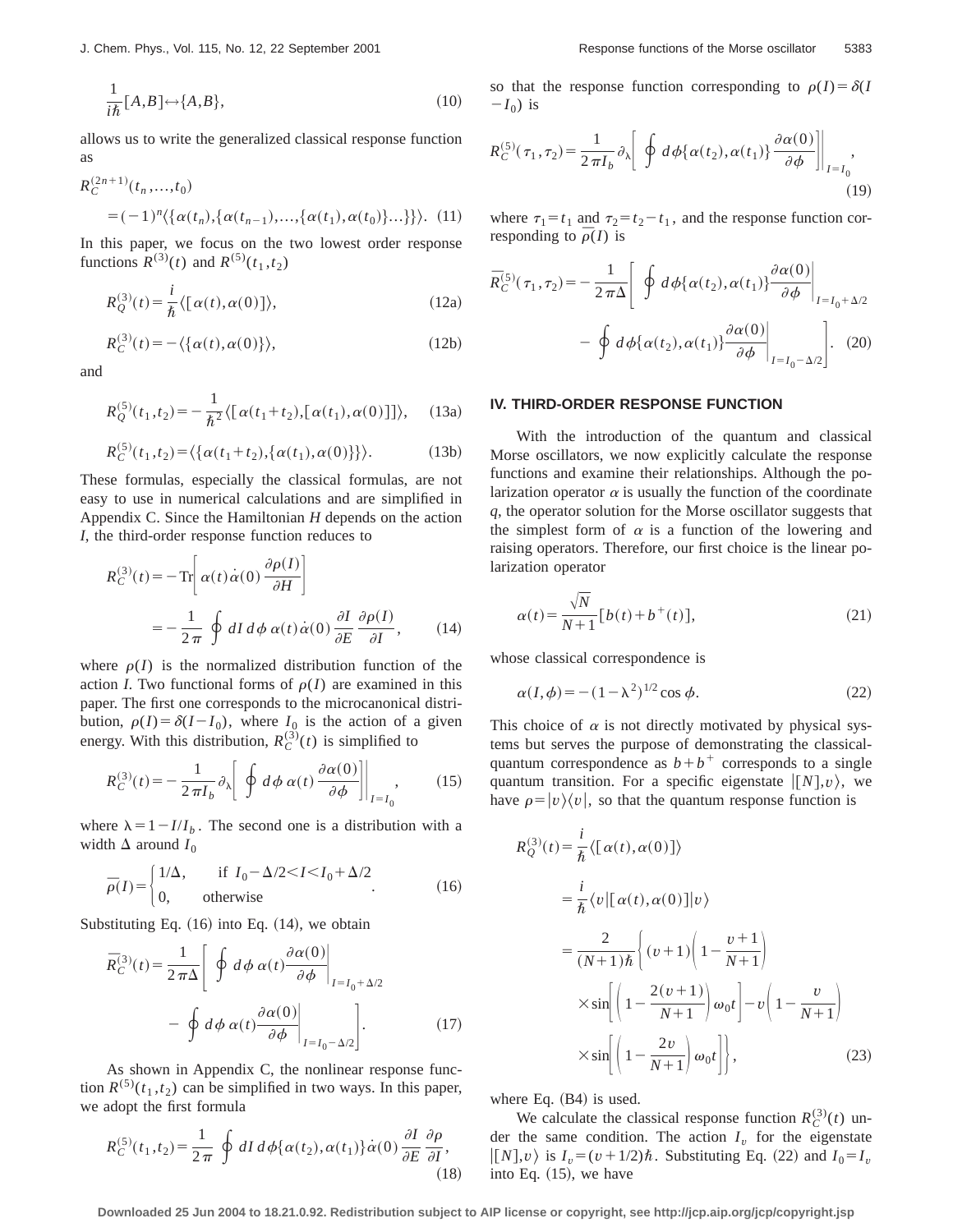$$\frac{1}{i\hbar}[A,B] \leftrightarrow \{A,B\}, \tag{10}$$

allows us to write the generalized classical response function as

$$R_C^{(2n+1)}(t_n,\ldots,t_0) = (-1)^n \langle \{\alpha(t_n),\{\alpha(t_{n-1}),\ldots,\{\alpha(t_1),\alpha(t_0)\}\ldots\}\}\rangle. \tag{11}$$

In this paper, we focus on the two lowest order response functions $R^{(3)}(t)$ and $R^{(5)}(t_1,t_2)$

$$R_Q^{(3)}(t) = \frac{i}{\hbar}\langle[\alpha(t),\alpha(0)]\rangle, \tag{12a}$$

$$R_C^{(3)}(t) = -\langle\{\alpha(t),\alpha(0)\}\rangle, \tag{12b}$$

and

$$R_Q^{(5)}(t_1,t_2) = -\frac{1}{\hbar^2}\langle[\alpha(t_1+t_2),[\alpha(t_1),\alpha(0)]]\rangle, \tag{13a}$$

$$R_C^{(5)}(t_1,t_2) = \langle\{\alpha(t_1+t_2),\{\alpha(t_1),\alpha(0)\}\}\rangle. \tag{13b}$$

These formulas, especially the classical formulas, are not easy to use in numerical calculations and are simplified in Appendix C. Since the Hamiltonian $H$ depends on the action $I$, the third-order response function reduces to

$$R_C^{(3)}(t) = -\mathrm{Tr}\left[\alpha(t)\dot{\alpha}(0)\frac{\partial\rho(I)}{\partial H}\right] = -\frac{1}{2\pi}\oint dI\, d\phi\, \alpha(t)\dot{\alpha}(0)\frac{\partial I}{\partial E}\frac{\partial\rho(I)}{\partial I}, \tag{14}$$

where $\rho(I)$ is the normalized distribution function of the action $I$. Two functional forms of $\rho(I)$ are examined in this paper. The first one corresponds to the microcanonical distribution, $\rho(I)=\delta(I-I_0)$, where $I_0$ is the action of a given energy. With this distribution, $R_C^{(3)}(t)$ is simplified to

$$R_C^{(3)}(t) = -\frac{1}{2\pi I_b}\partial_\lambda\left[\oint d\phi\, \alpha(t)\frac{\partial\alpha(0)}{\partial\phi}\right]\Bigg|_{I=I_0}, \tag{15}$$

where $\lambda = 1 - I/I_b$. The second one is a distribution with a width $\Delta$ around $I_0$

$$\bar{\rho}(I) = \begin{cases} 1/\Delta, & \text{if } I_0-\Delta/2 < I < I_0+\Delta/2 \\ 0, & \text{otherwise} \end{cases}. \tag{16}$$

Substituting Eq. (16) into Eq. (14), we obtain

$$\bar{R}_C^{(3)}(t) = \frac{1}{2\pi\Delta}\left[\oint d\phi\, \alpha(t)\frac{\partial\alpha(0)}{\partial\phi}\Bigg|_{I=I_0+\Delta/2} - \oint d\phi\, \alpha(t)\frac{\partial\alpha(0)}{\partial\phi}\Bigg|_{I=I_0-\Delta/2}\right]. \tag{17}$$

As shown in Appendix C, the nonlinear response function $R^{(5)}(t_1,t_2)$ can be simplified in two ways. In this paper, we adopt the first formula

$$R_C^{(5)}(t_1,t_2) = \frac{1}{2\pi}\oint dI\, d\phi\{\alpha(t_2),\alpha(t_1)\}\dot{\alpha}(0)\frac{\partial I}{\partial E}\frac{\partial\rho}{\partial I}, \tag{18}$$

so that the response function corresponding to $\rho(I)=\delta(I-I_0)$ is

$$R_C^{(5)}(\tau_1,\tau_2) = \frac{1}{2\pi I_b}\partial_\lambda\left[\oint d\phi\{\alpha(t_2),\alpha(t_1)\}\frac{\partial\alpha(0)}{\partial\phi}\right]\Bigg|_{I=I_0}, \tag{19}$$

where $\tau_1=t_1$ and $\tau_2=t_2-t_1$, and the response function corresponding to $\bar{\rho}(I)$ is

$$\bar{R}_C^{(5)}(\tau_1,\tau_2) = -\frac{1}{2\pi\Delta}\left[\oint d\phi\{\alpha(t_2),\alpha(t_1)\}\frac{\partial\alpha(0)}{\partial\phi}\Bigg|_{I=I_0+\Delta/2} - \oint d\phi\{\alpha(t_2),\alpha(t_1)\}\frac{\partial\alpha(0)}{\partial\phi}\Bigg|_{I=I_0-\Delta/2}\right]. \tag{20}$$

## IV. THIRD-ORDER RESPONSE FUNCTION

With the introduction of the quantum and classical Morse oscillators, we now explicitly calculate the response functions and examine their relationships. Although the polarization operator $\alpha$ is usually the function of the coordinate $q$, the operator solution for the Morse oscillator suggests that the simplest form of $\alpha$ is a function of the lowering and raising operators. Therefore, our first choice is the linear polarization operator

$$\alpha(t) = \frac{\sqrt{N}}{N+1}[b(t)+b^{+}(t)], \tag{21}$$

whose classical correspondence is

$$\alpha(I,\phi) = -(1-\lambda^2)^{1/2}\cos\phi. \tag{22}$$

This choice of $\alpha$ is not directly motivated by physical systems but serves the purpose of demonstrating the classical-quantum correspondence as $b+b^{+}$ corresponds to a single quantum transition. For a specific eigenstate $|[N],v\rangle$, we have $\rho=|v\rangle\langle v|$, so that the quantum response function is

$$\begin{aligned} R_Q^{(3)}(t) &= \frac{i}{\hbar}\langle[\alpha(t),\alpha(0)]\rangle \\ &= \frac{i}{\hbar}\langle v|[\alpha(t),\alpha(0)]|v\rangle \\ &= \frac{2}{(N+1)\hbar}\left\{(v+1)\left(1-\frac{v+1}{N+1}\right)\times\sin\left[\left(1-\frac{2(v+1)}{N+1}\right)\omega_0 t\right] - v\left(1-\frac{v}{N+1}\right)\times\sin\left[\left(1-\frac{2v}{N+1}\right)\omega_0 t\right]\right\}, \end{aligned} \tag{23}$$

where Eq. (B4) is used.

We calculate the classical response function $R_C^{(3)}(t)$ under the same condition. The action $I_v$ for the eigenstate $|[N],v\rangle$ is $I_v=(v+1/2)\hbar$. Substituting Eq. (22) and $I_0=I_v$ into Eq. (15), we have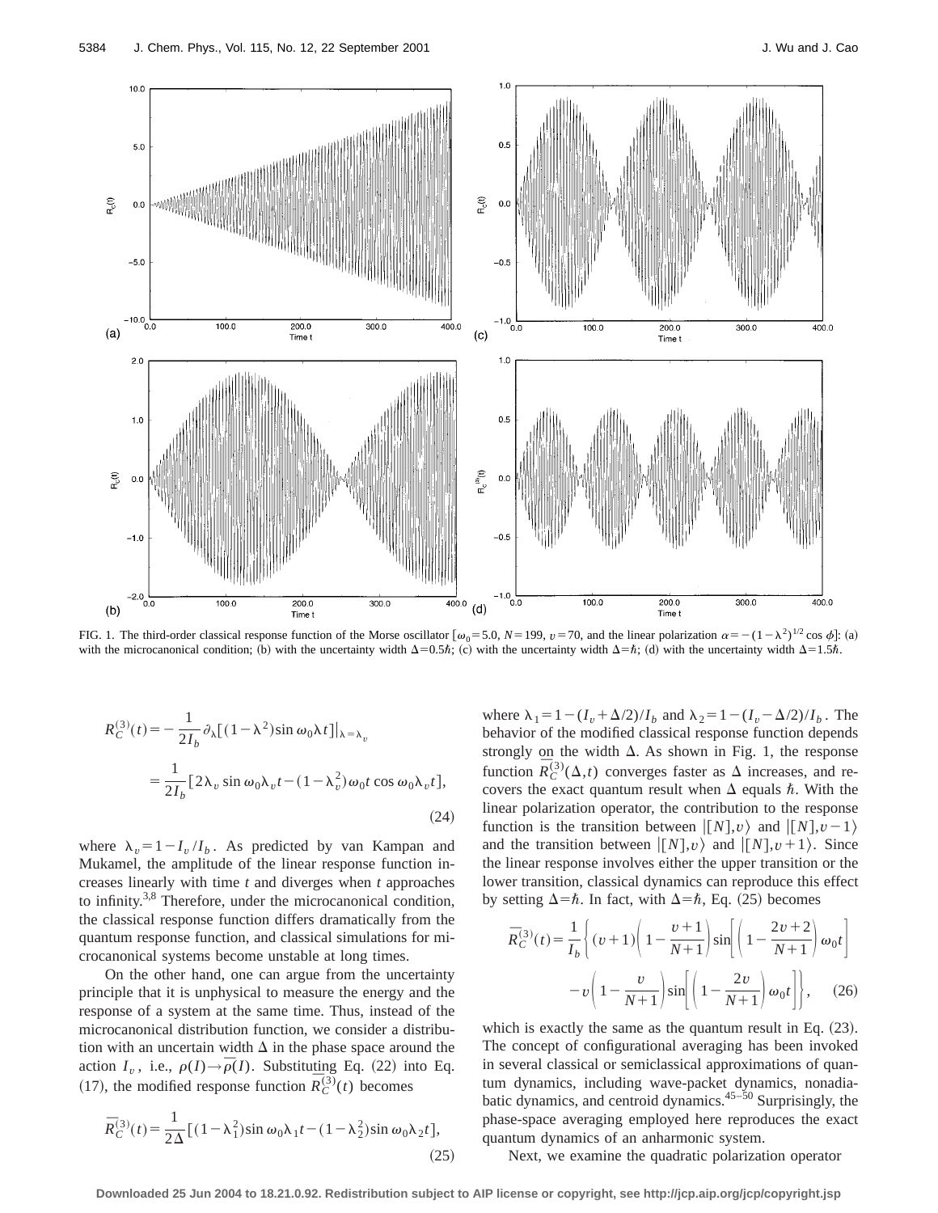FIG. 1. The third-order classical response function of the Morse oscillator [$\omega_0=5.0$, $N=199$, $v=70$, and the linear polarization $\alpha=-(1-\lambda^2)^{1/2}\cos\phi$]: (a) with the microcanonical condition; (b) with the uncertainty width $\Delta=0.5\hbar$; (c) with the uncertainty width $\Delta=\hbar$; (d) with the uncertainty width $\Delta=1.5\hbar$.

$$
\begin{aligned}
R_C^{(3)}(t) &= -\frac{1}{2I_b}\partial_\lambda[(1-\lambda^2)\sin\omega_0\lambda t]|_{\lambda=\lambda_v} \\
&= \frac{1}{2I_b}[2\lambda_v\sin\omega_0\lambda_v t-(1-\lambda_v^2)\omega_0 t\cos\omega_0\lambda_v t],
\end{aligned}
\tag{24}
$$

where $\lambda_v=1-I_v/I_b$. As predicted by van Kampan and Mukamel, the amplitude of the linear response function increases linearly with time $t$ and diverges when $t$ approaches to infinity.[3,8] Therefore, under the microcanonical condition, the classical response function differs dramatically from the quantum response function, and classical simulations for microcanonical systems become unstable at long times.

On the other hand, one can argue from the uncertainty principle that it is unphysical to measure the energy and the response of a system at the same time. Thus, instead of the microcanonical distribution function, we consider a distribution with an uncertain width $\Delta$ in the phase space around the action $I_v$, i.e., $\rho(I)\rightarrow\bar{\rho}(I)$. Substituting Eq. (22) into Eq. (17), the modified response function $\bar{R}_C^{(3)}(t)$ becomes

$$
\bar{R}_C^{(3)}(t)=\frac{1}{2\Delta}[(1-\lambda_1^2)\sin\omega_0\lambda_1 t-(1-\lambda_2^2)\sin\omega_0\lambda_2 t],
\tag{25}
$$

where $\lambda_1=1-(I_v+\Delta/2)/I_b$ and $\lambda_2=1-(I_v-\Delta/2)/I_b$. The behavior of the modified classical response function depends strongly on the width $\Delta$. As shown in Fig. 1, the response function $\bar{R}_C^{(3)}(\Delta,t)$ converges faster as $\Delta$ increases, and recovers the exact quantum result when $\Delta$ equals $\hbar$. With the linear polarization operator, the contribution to the response function is the transition between $|[N],v\rangle$ and $|[N],v-1\rangle$ and the transition between $|[N],v\rangle$ and $|[N],v+1\rangle$. Since the linear response involves either the upper transition or the lower transition, classical dynamics can reproduce this effect by setting $\Delta=\hbar$. In fact, with $\Delta=\hbar$, Eq. (25) becomes

$$
\begin{aligned}
\bar{R}_C^{(3)}(t)=\frac{1}{I_b}\Bigg\{&(v+1)\left(1-\frac{v+1}{N+1}\right)\sin\left[\left(1-\frac{2v+2}{N+1}\right)\omega_0 t\right] \\
&-v\left(1-\frac{v}{N+1}\right)\sin\left[\left(1-\frac{2v}{N+1}\right)\omega_0 t\right]\Bigg\},
\end{aligned}
\tag{26}
$$

which is exactly the same as the quantum result in Eq. (23). The concept of configurational averaging has been invoked in several classical or semiclassical approximations of quantum dynamics, including wave-packet dynamics, nonadiabatic dynamics, and centroid dynamics.[45–50] Surprisingly, the phase-space averaging employed here reproduces the exact quantum dynamics of an anharmonic system.

Next, we examine the quadratic polarization operator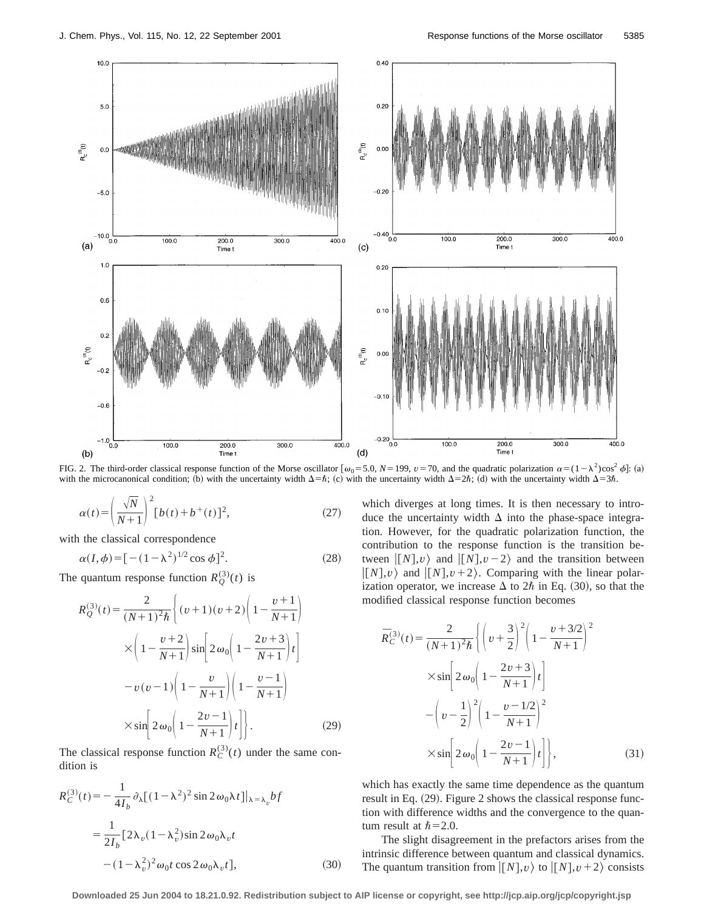FIG. 2. The third-order classical response function of the Morse oscillator [$\omega_0=5.0$, $N=199$, $v=70$, and the quadratic polarization $\alpha=(1-\lambda^2)\cos^2\phi$]: (a) with the microcanonical condition; (b) with the uncertainty width $\Delta=\hbar$; (c) with the uncertainty width $\Delta=2\hbar$; (d) with the uncertainty width $\Delta=3\hbar$.

$$\alpha(t)=\left(\frac{\sqrt{N}}{N+1}\right)^2[b(t)+b^+(t)]^2, \tag{27}$$

with the classical correspondence

$$\alpha(I,\phi)=[-(1-\lambda^2)^{1/2}\cos\phi]^2. \tag{28}$$

The quantum response function $R_Q^{(3)}(t)$ is

$$\begin{aligned}R_Q^{(3)}(t)=\frac{2}{(N+1)^2\hbar}\Bigg\{&(v+1)(v+2)\left(1-\frac{v+1}{N+1}\right)\\&\times\left(1-\frac{v+2}{N+1}\right)\sin\left[2\omega_0\left(1-\frac{2v+3}{N+1}\right)t\right]\\&-v(v-1)\left(1-\frac{v}{N+1}\right)\left(1-\frac{v-1}{N+1}\right)\\&\times\sin\left[2\omega_0\left(1-\frac{2v-1}{N+1}\right)t\right]\Bigg\}.\end{aligned} \tag{29}$$

The classical response function $R_C^{(3)}(t)$ under the same condition is

$$\begin{aligned}R_C^{(3)}(t)&=-\frac{1}{4I_b}\partial_\lambda[(1-\lambda^2)^2\sin 2\omega_0\lambda t]|_{\lambda=\lambda_v}bf\\&=\frac{1}{2I_b}[2\lambda_v(1-\lambda_v^2)\sin 2\omega_0\lambda_v t\\&\quad-(1-\lambda_v^2)^2\omega_0 t\cos 2\omega_0\lambda_v t],\end{aligned} \tag{30}$$

which diverges at long times. It is then necessary to introduce the uncertainty width $\Delta$ into the phase-space integration. However, for the quadratic polarization function, the contribution to the response function is the transition between $|[N],v\rangle$ and $|[N],v-2\rangle$ and the transition between $|[N],v\rangle$ and $|[N],v+2\rangle$. Comparing with the linear polarization operator, we increase $\Delta$ to $2\hbar$ in Eq. (30), so that the modified classical response function becomes

$$\begin{aligned}\overline{R}_C^{(3)}(t)=\frac{2}{(N+1)^2\hbar}\Bigg\{&\left(v+\frac{3}{2}\right)^2\left(1-\frac{v+3/2}{N+1}\right)^2\\&\times\sin\left[2\omega_0\left(1-\frac{2v+3}{N+1}\right)t\right]\\&-\left(v-\frac{1}{2}\right)^2\left(1-\frac{v-1/2}{N+1}\right)^2\\&\times\sin\left[2\omega_0\left(1-\frac{2v-1}{N+1}\right)t\right]\Bigg\},\end{aligned} \tag{31}$$

which has exactly the same time dependence as the quantum result in Eq. (29). Figure 2 shows the classical response function with difference widths and the convergence to the quantum result at $\hbar=2.0$.

The slight disagreement in the prefactors arises from the intrinsic difference between quantum and classical dynamics. The quantum transition from $|[N],v\rangle$ to $|[N],v+2\rangle$ consists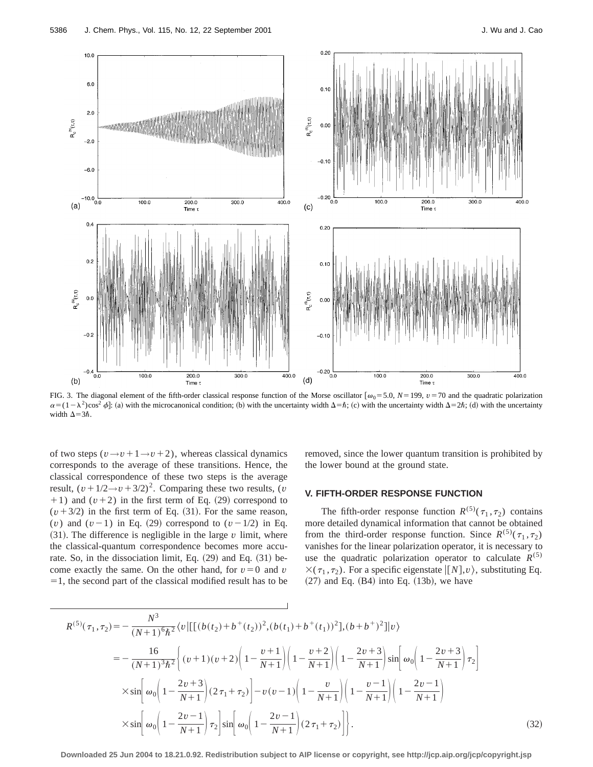FIG. 3. The diagonal element of the fifth-order classical response function of the Morse oscillator [$\omega_0=5.0$, $N=199$, $v=70$ and the quadratic polarization $\alpha=(1-\lambda^2)\cos^2\phi$]: (a) with the microcanonical condition; (b) with the uncertainty width $\Delta=\hbar$; (c) with the uncertainty width $\Delta=2\hbar$; (d) with the uncertainty width $\Delta=3\hbar$.

of two steps ($v\rightarrow v+1\rightarrow v+2$), whereas classical dynamics corresponds to the average of these transitions. Hence, the classical correspondence of these two steps is the average result, $(v+1/2\rightarrow v+3/2)^2$. Comparing these two results, $(v+1)$ and $(v+2)$ in the first term of Eq. (29) correspond to $(v+3/2)$ in the first term of Eq. (31). For the same reason, $(v)$ and $(v-1)$ in Eq. (29) correspond to $(v-1/2)$ in Eq. (31). The difference is negligible in the large $v$ limit, where the classical-quantum correspondence becomes more accurate. So, in the dissociation limit, Eq. (29) and Eq. (31) become exactly the same. On the other hand, for $v=0$ and $v=1$, the second part of the classical modified result has to be removed, since the lower quantum transition is prohibited by the lower bound at the ground state.

## V. FIFTH-ORDER RESPONSE FUNCTION

The fifth-order response function $R^{(5)}(\tau_1,\tau_2)$ contains more detailed dynamical information that cannot be obtained from the third-order response function. Since $R^{(5)}(\tau_1,\tau_2)$ vanishes for the linear polarization operator, it is necessary to use the quadratic polarization operator to calculate $R^{(5)}\times(\tau_1,\tau_2)$. For a specific eigenstate $|[N],v\rangle$, substituting Eq. (27) and Eq. (B4) into Eq. (13b), we have

$$
\begin{aligned}
R^{(5)}(\tau_1,\tau_2) &= -\frac{N^3}{(N+1)^6\hbar^2}\langle v|[[(b(t_2)+b^+(t_2))^2,(b(t_1)+b^+(t_1))^2],(b+b^+)^2]|v\rangle \\
&= -\frac{16}{(N+1)^3\hbar^2}\Bigg\{(v+1)(v+2)\left(1-\frac{v+1}{N+1}\right)\left(1-\frac{v+2}{N+1}\right)\left(1-\frac{2v+3}{N+1}\right)\sin\left[\omega_0\left(1-\frac{2v+3}{N+1}\right)\tau_2\right] \\
&\quad\times\sin\left[\omega_0\left(1-\frac{2v+3}{N+1}\right)(2\tau_1+\tau_2)\right]-v(v-1)\left(1-\frac{v}{N+1}\right)\left(1-\frac{v-1}{N+1}\right)\left(1-\frac{2v-1}{N+1}\right) \\
&\quad\times\sin\left[\omega_0\left(1-\frac{2v-1}{N+1}\right)\tau_2\right]\sin\left[\omega_0\left(1-\frac{2v-1}{N+1}\right)(2\tau_1+\tau_2)\right]\Bigg\}.
\end{aligned}
\tag{32}
$$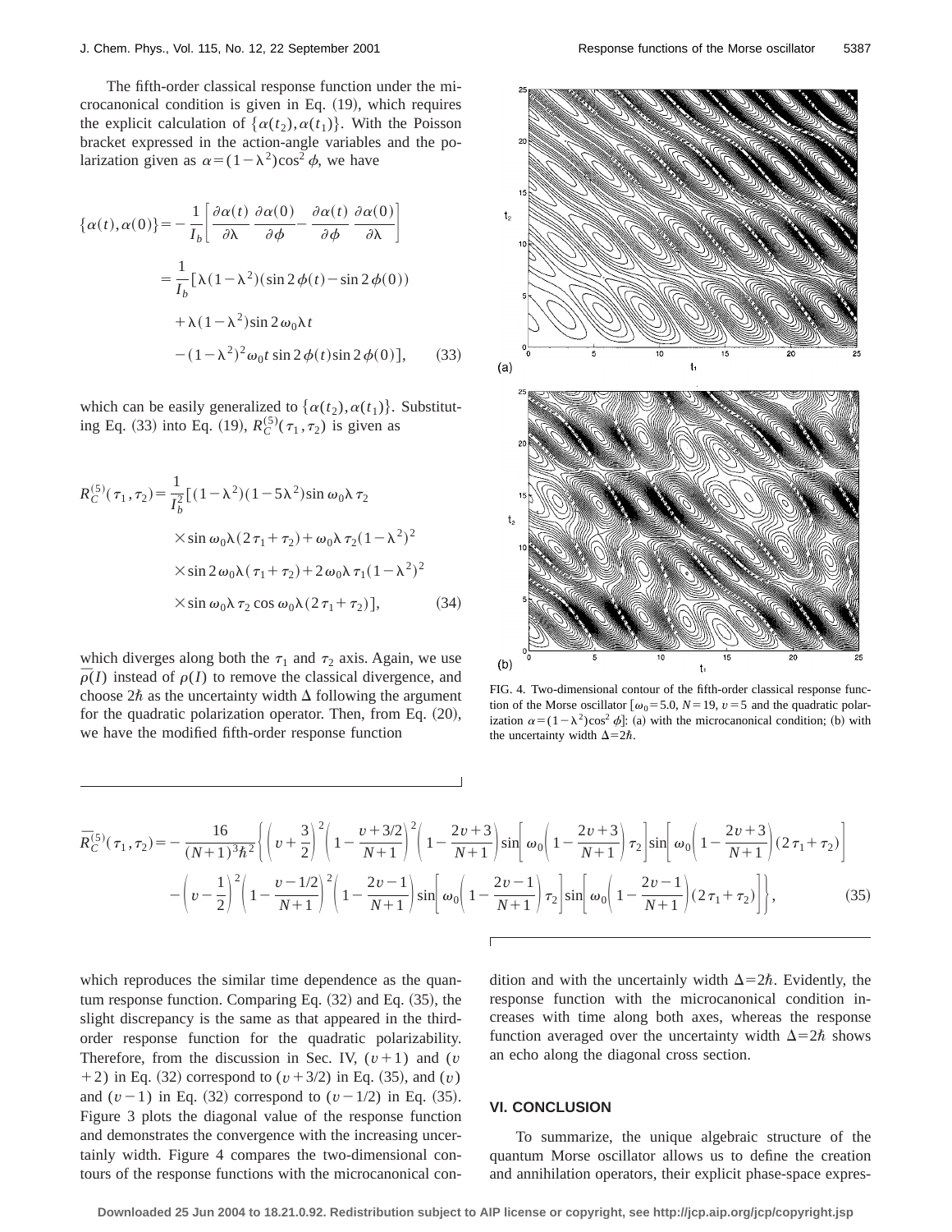The fifth-order classical response function under the microcanonical condition is given in Eq. (19), which requires the explicit calculation of $\{\alpha(t_2),\alpha(t_1)\}$. With the Poisson bracket expressed in the action-angle variables and the polarization given as $\alpha=(1-\lambda^2)\cos^2\phi$, we have

$$
\begin{aligned}
\{\alpha(t),\alpha(0)\} &= -\frac{1}{I_b}\left[\frac{\partial\alpha(t)}{\partial\lambda}\frac{\partial\alpha(0)}{\partial\phi}-\frac{\partial\alpha(t)}{\partial\phi}\frac{\partial\alpha(0)}{\partial\lambda}\right] \\
&= \frac{1}{I_b}[\lambda(1-\lambda^2)(\sin 2\phi(t)-\sin 2\phi(0)) \\
&\quad +\lambda(1-\lambda^2)\sin 2\omega_0\lambda t \\
&\quad -(1-\lambda^2)^2\omega_0 t\sin 2\phi(t)\sin 2\phi(0)], \qquad (33)
\end{aligned}
$$

which can be easily generalized to $\{\alpha(t_2),\alpha(t_1)\}$. Substituting Eq. (33) into Eq. (19), $R_C^{(5)}(\tau_1,\tau_2)$ is given as

$$
\begin{aligned}
R_C^{(5)}(\tau_1,\tau_2) &= \frac{1}{I_b^2}[(1-\lambda^2)(1-5\lambda^2)\sin\omega_0\lambda\tau_2 \\
&\quad \times\sin\omega_0\lambda(2\tau_1+\tau_2)+\omega_0\lambda\tau_2(1-\lambda^2)^2 \\
&\quad \times\sin 2\omega_0\lambda(\tau_1+\tau_2)+2\omega_0\lambda\tau_1(1-\lambda^2)^2 \\
&\quad \times\sin\omega_0\lambda\tau_2\cos\omega_0\lambda(2\tau_1+\tau_2)], \qquad (34)
\end{aligned}
$$

which diverges along both the $\tau_1$ and $\tau_2$ axis. Again, we use $\bar{\rho}(I)$ instead of $\rho(I)$ to remove the classical divergence, and choose $2\hbar$ as the uncertainty width $\Delta$ following the argument for the quadratic polarization operator. Then, from Eq. (20), we have the modified fifth-order response function

$$
\begin{aligned}
\bar{R}_C^{(5)}(\tau_1,\tau_2) = -\frac{16}{(N+1)^3\hbar^2}\Bigg\{&\left(v+\frac{3}{2}\right)^2\left(1-\frac{v+3/2}{N+1}\right)^2\left(1-\frac{2v+3}{N+1}\right)\sin\left[\omega_0\left(1-\frac{2v+3}{N+1}\right)\tau_2\right]\sin\left[\omega_0\left(1-\frac{2v+3}{N+1}\right)(2\tau_1+\tau_2)\right] \\
&-\left(v-\frac{1}{2}\right)^2\left(1-\frac{v-1/2}{N+1}\right)^2\left(1-\frac{2v-1}{N+1}\right)\sin\left[\omega_0\left(1-\frac{2v-1}{N+1}\right)\tau_2\right]\sin\left[\omega_0\left(1-\frac{2v-1}{N+1}\right)(2\tau_1+\tau_2)\right]\Bigg\}, \qquad (35)
\end{aligned}
$$

which reproduces the similar time dependence as the quantum response function. Comparing Eq. (32) and Eq. (35), the slight discrepancy is the same as that appeared in the third-order response function for the quadratic polarizability. Therefore, from the discussion in Sec. IV, $(v+1)$ and $(v+2)$ in Eq. (32) correspond to $(v+3/2)$ in Eq. (35), and $(v)$ and $(v-1)$ in Eq. (32) correspond to $(v-1/2)$ in Eq. (35). Figure 3 plots the diagonal value of the response function and demonstrates the convergence with the increasing uncertainly width. Figure 4 compares the two-dimensional contours of the response functions with the microcanonical condition and with the uncertainly width $\Delta=2\hbar$. Evidently, the response function with the microcanonical condition increases with time along both axes, whereas the response function averaged over the uncertainty width $\Delta=2\hbar$ shows an echo along the diagonal cross section.

FIG. 4. Two-dimensional contour of the fifth-order classical response function of the Morse oscillator [$\omega_0=5.0$, $N=19$, $v=5$ and the quadratic polarization $\alpha=(1-\lambda^2)\cos^2\phi$]: (a) with the microcanonical condition; (b) with the uncertainty width $\Delta=2\hbar$.

## VI. CONCLUSION

To summarize, the unique algebraic structure of the quantum Morse oscillator allows us to define the creation and annihilation operators, their explicit phase-space expres-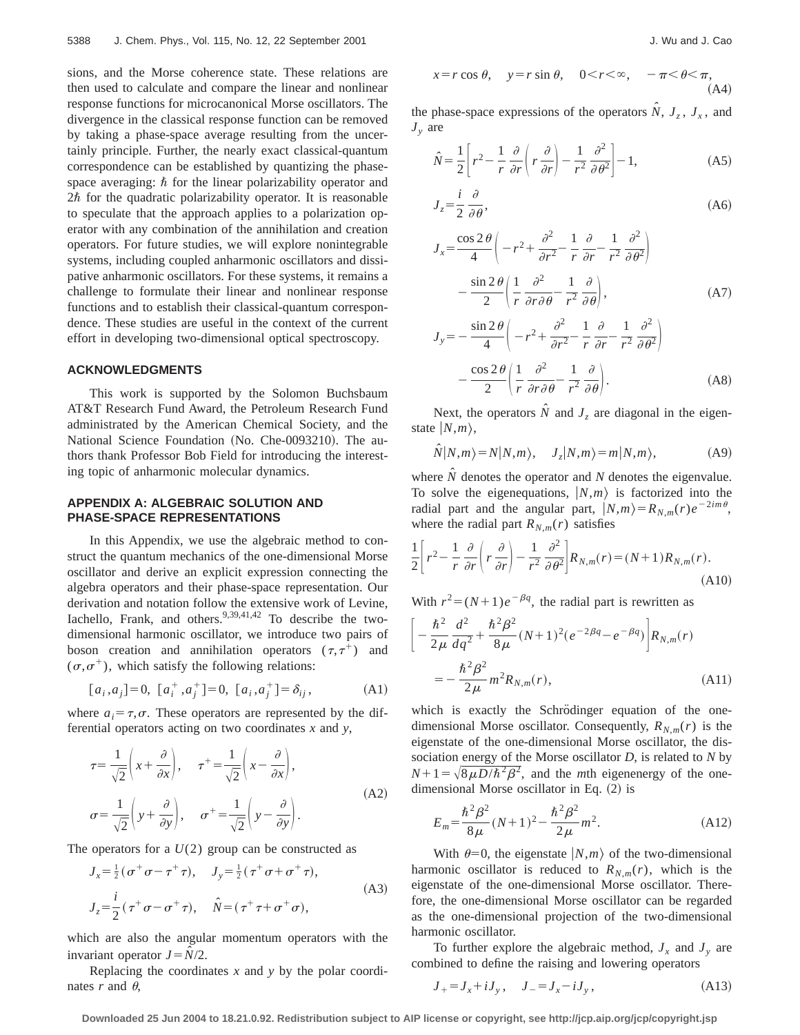sions, and the Morse coherence state. These relations are then used to calculate and compare the linear and nonlinear response functions for microcanonical Morse oscillators. The divergence in the classical response function can be removed by taking a phase-space average resulting from the uncertainly principle. Further, the nearly exact classical-quantum correspondence can be established by quantizing the phase-space averaging: $\hbar$ for the linear polarizability operator and $2\hbar$ for the quadratic polarizability operator. It is reasonable to speculate that the approach applies to a polarization operator with any combination of the annihilation and creation operators. For future studies, we will explore nonintegrable systems, including coupled anharmonic oscillators and dissipative anharmonic oscillators. For these systems, it remains a challenge to formulate their linear and nonlinear response functions and to establish their classical-quantum correspondence. These studies are useful in the context of the current effort in developing two-dimensional optical spectroscopy.

## ACKNOWLEDGMENTS

This work is supported by the Solomon Buchsbaum AT&T Research Fund Award, the Petroleum Research Fund administrated by the American Chemical Society, and the National Science Foundation (No. Che-0093210). The authors thank Professor Bob Field for introducing the interesting topic of anharmonic molecular dynamics.

## APPENDIX A: ALGEBRAIC SOLUTION AND PHASE-SPACE REPRESENTATIONS

In this Appendix, we use the algebraic method to construct the quantum mechanics of the one-dimensional Morse oscillator and derive an explicit expression connecting the algebra operators and their phase-space representation. Our derivation and notation follow the extensive work of Levine, Iachello, Frank, and others.[9,39,41,42] To describe the two-dimensional harmonic oscillator, we introduce two pairs of boson creation and annihilation operators $(\tau,\tau^+)$ and $(\sigma,\sigma^+)$, which satisfy the following relations:

$$[a_i,a_j]=0,\ [a_i^+,a_j^+]=0,\ [a_i,a_j^+]=\delta_{ij}, \tag{A1}$$

where $a_i=\tau,\sigma$. These operators are represented by the differential operators acting on two coordinates $x$ and $y$,

$$\tau=\frac{1}{\sqrt{2}}\left(x+\frac{\partial}{\partial x}\right),\quad \tau^+=\frac{1}{\sqrt{2}}\left(x-\frac{\partial}{\partial x}\right),$$
$$\sigma=\frac{1}{\sqrt{2}}\left(y+\frac{\partial}{\partial y}\right),\quad \sigma^+=\frac{1}{\sqrt{2}}\left(y-\frac{\partial}{\partial y}\right). \tag{A2}$$

The operators for a $U(2)$ group can be constructed as

$$J_x=\tfrac{1}{2}(\sigma^+\sigma-\tau^+\tau),\quad J_y=\tfrac{1}{2}(\tau^+\sigma+\sigma^+\tau),$$
$$J_z=\frac{i}{2}(\tau^+\sigma-\sigma^+\tau),\quad \hat{N}=(\tau^+\tau+\sigma^+\sigma), \tag{A3}$$

which are also the angular momentum operators with the invariant operator $J=\hat{N}/2$.

Replacing the coordinates $x$ and $y$ by the polar coordinates $r$ and $\theta$,

$$x=r\cos\theta,\quad y=r\sin\theta,\quad 0<r<\infty,\quad -\pi<\theta<\pi, \tag{A4}$$

the phase-space expressions of the operators $\hat{N}$, $J_z$, $J_x$, and $J_y$ are

$$\hat{N}=\frac{1}{2}\left[r^2-\frac{1}{r}\frac{\partial}{\partial r}\left(r\frac{\partial}{\partial r}\right)-\frac{1}{r^2}\frac{\partial^2}{\partial\theta^2}\right]-1, \tag{A5}$$

$$J_z=\frac{i}{2}\frac{\partial}{\partial\theta}, \tag{A6}$$

$$J_x=\frac{\cos 2\theta}{4}\left(-r^2+\frac{\partial^2}{\partial r^2}-\frac{1}{r}\frac{\partial}{\partial r}-\frac{1}{r^2}\frac{\partial^2}{\partial\theta^2}\right)-\frac{\sin 2\theta}{2}\left(\frac{1}{r}\frac{\partial^2}{\partial r\partial\theta}-\frac{1}{r^2}\frac{\partial}{\partial\theta}\right), \tag{A7}$$

$$J_y=-\frac{\sin 2\theta}{4}\left(-r^2+\frac{\partial^2}{\partial r^2}-\frac{1}{r}\frac{\partial}{\partial r}-\frac{1}{r^2}\frac{\partial^2}{\partial\theta^2}\right)-\frac{\cos 2\theta}{2}\left(\frac{1}{r}\frac{\partial^2}{\partial r\partial\theta}-\frac{1}{r^2}\frac{\partial}{\partial\theta}\right). \tag{A8}$$

Next, the operators $\hat{N}$ and $J_z$ are diagonal in the eigenstate $|N,m\rangle$,

$$\hat{N}|N,m\rangle=N|N,m\rangle,\quad J_z|N,m\rangle=m|N,m\rangle, \tag{A9}$$

where $\hat{N}$ denotes the operator and $N$ denotes the eigenvalue. To solve the eigenequations, $|N,m\rangle$ is factorized into the radial part and the angular part, $|N,m\rangle=R_{N,m}(r)e^{-2im\theta}$, where the radial part $R_{N,m}(r)$ satisfies

$$\frac{1}{2}\left[r^2-\frac{1}{r}\frac{\partial}{\partial r}\left(r\frac{\partial}{\partial r}\right)-\frac{1}{r^2}\frac{\partial^2}{\partial\theta^2}\right]R_{N,m}(r)=(N+1)R_{N,m}(r). \tag{A10}$$

With $r^2=(N+1)e^{-\beta q}$, the radial part is rewritten as

$$\left[-\frac{\hbar^2}{2\mu}\frac{d^2}{dq^2}+\frac{\hbar^2\beta^2}{8\mu}(N+1)^2(e^{-2\beta q}-e^{-\beta q})\right]R_{N,m}(r)=-\frac{\hbar^2\beta^2}{2\mu}m^2R_{N,m}(r), \tag{A11}$$

which is exactly the Schrödinger equation of the one-dimensional Morse oscillator. Consequently, $R_{N,m}(r)$ is the eigenstate of the one-dimensional Morse oscillator, the dissociation energy of the Morse oscillator $D$, is related to $N$ by $N+1=\sqrt{8\mu D/\hbar^2\beta^2}$, and the $m$th eigenenergy of the one-dimensional Morse oscillator in Eq. (2) is

$$E_m=\frac{\hbar^2\beta^2}{8\mu}(N+1)^2-\frac{\hbar^2\beta^2}{2\mu}m^2. \tag{A12}$$

With $\theta=0$, the eigenstate $|N,m\rangle$ of the two-dimensional harmonic oscillator is reduced to $R_{N,m}(r)$, which is the eigenstate of the one-dimensional Morse oscillator. Therefore, the one-dimensional Morse oscillator can be regarded as the one-dimensional projection of the two-dimensional harmonic oscillator.

To further explore the algebraic method, $J_x$ and $J_y$ are combined to define the raising and lowering operators

$$J_+=J_x+iJ_y,\quad J_-=J_x-iJ_y, \tag{A13}$$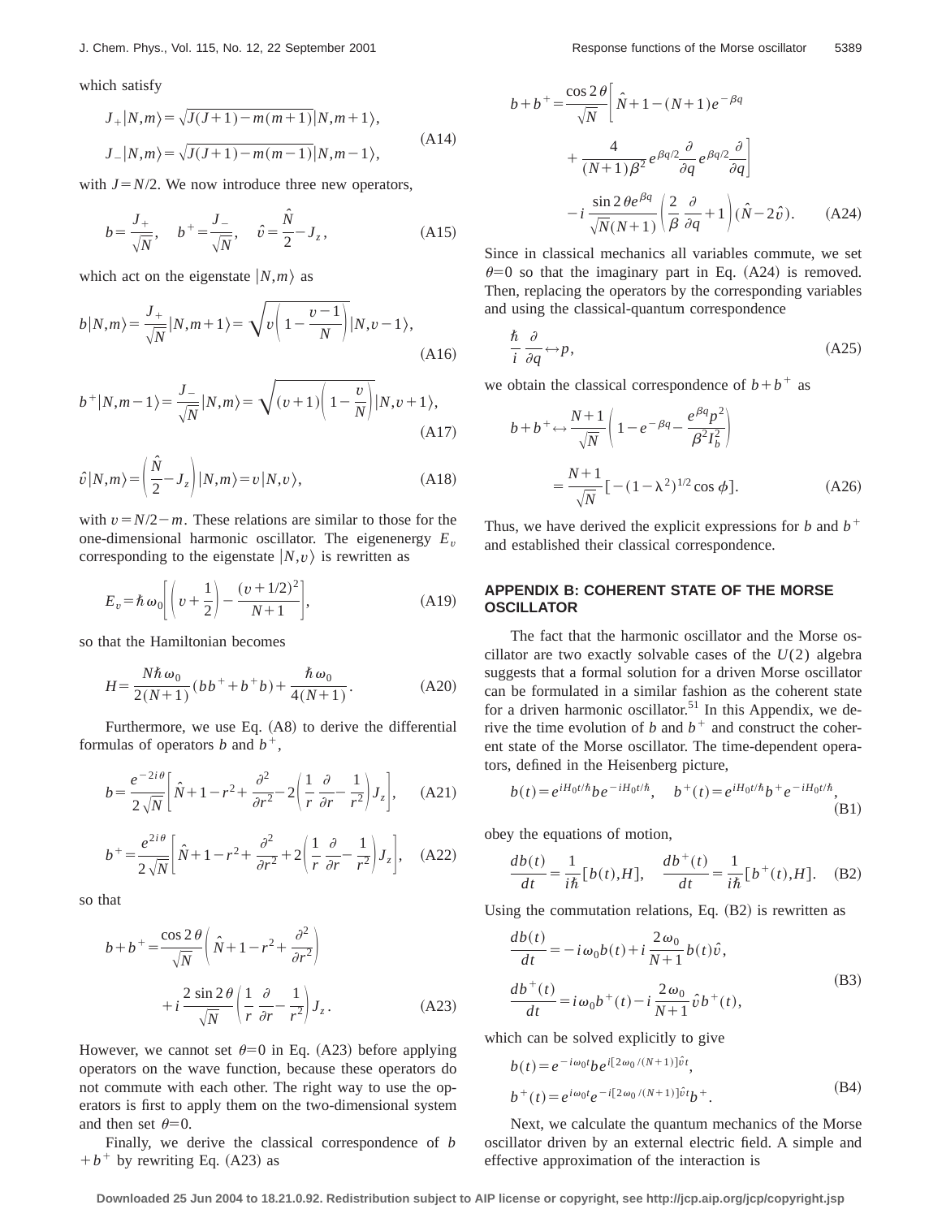which satisfy

$$J_+|N,m\rangle=\sqrt{J(J+1)-m(m+1)}|N,m+1\rangle,$$
$$J_-|N,m\rangle=\sqrt{J(J+1)-m(m-1)}|N,m-1\rangle, \tag{A14}$$

with $J=N/2$. We now introduce three new operators,

$$b=\frac{J_+}{\sqrt{N}},\quad b^+=\frac{J_-}{\sqrt{N}},\quad \hat{v}=\frac{\hat{N}}{2}-J_z, \tag{A15}$$

which act on the eigenstate $|N,m\rangle$ as

$$b|N,m\rangle=\frac{J_+}{\sqrt{N}}|N,m+1\rangle=\sqrt{v\left(1-\frac{v-1}{N}\right)}|N,v-1\rangle, \tag{A16}$$

$$b^+|N,m-1\rangle=\frac{J_-}{\sqrt{N}}|N,m\rangle=\sqrt{(v+1)\left(1-\frac{v}{N}\right)}|N,v+1\rangle, \tag{A17}$$

$$\hat{v}|N,m\rangle=\left(\frac{\hat{N}}{2}-J_z\right)|N,m\rangle=v|N,v\rangle, \tag{A18}$$

with $v=N/2-m$. These relations are similar to those for the one-dimensional harmonic oscillator. The eigenenergy $E_v$ corresponding to the eigenstate $|N,v\rangle$ is rewritten as

$$E_v=\hbar\omega_0\left[\left(v+\frac{1}{2}\right)-\frac{(v+1/2)^2}{N+1}\right], \tag{A19}$$

so that the Hamiltonian becomes

$$H=\frac{N\hbar\omega_0}{2(N+1)}(bb^++b^+b)+\frac{\hbar\omega_0}{4(N+1)}. \tag{A20}$$

Furthermore, we use Eq. (A8) to derive the differential formulas of operators $b$ and $b^+$,

$$b=\frac{e^{-2i\theta}}{2\sqrt{N}}\left[\hat{N}+1-r^2+\frac{\partial^2}{\partial r^2}-2\left(\frac{1}{r}\frac{\partial}{\partial r}-\frac{1}{r^2}\right)J_z\right], \tag{A21}$$

$$b^+=\frac{e^{2i\theta}}{2\sqrt{N}}\left[\hat{N}+1-r^2+\frac{\partial^2}{\partial r^2}+2\left(\frac{1}{r}\frac{\partial}{\partial r}-\frac{1}{r^2}\right)J_z\right], \tag{A22}$$

so that

$$b+b^+=\frac{\cos 2\theta}{\sqrt{N}}\left(\hat{N}+1-r^2+\frac{\partial^2}{\partial r^2}\right)+i\frac{2\sin 2\theta}{\sqrt{N}}\left(\frac{1}{r}\frac{\partial}{\partial r}-\frac{1}{r^2}\right)J_z. \tag{A23}$$

However, we cannot set $\theta=0$ in Eq. (A23) before applying operators on the wave function, because these operators do not commute with each other. The right way to use the operators is first to apply them on the two-dimensional system and then set $\theta=0$.

Finally, we derive the classical correspondence of $b+b^+$ by rewriting Eq. (A23) as

$$b+b^+=\frac{\cos 2\theta}{\sqrt{N}}\left[\hat{N}+1-(N+1)e^{-\beta q}+\frac{4}{(N+1)\beta^2}e^{\beta q/2}\frac{\partial}{\partial q}e^{\beta q/2}\frac{\partial}{\partial q}\right]-i\frac{\sin 2\theta e^{\beta q}}{\sqrt{N}(N+1)}\left(\frac{2}{\beta}\frac{\partial}{\partial q}+1\right)(\hat{N}-2\hat{v}). \tag{A24}$$

Since in classical mechanics all variables commute, we set $\theta=0$ so that the imaginary part in Eq. (A24) is removed. Then, replacing the operators by the corresponding variables and using the classical-quantum correspondence

$$\frac{\hbar}{i}\frac{\partial}{\partial q}\leftrightarrow p, \tag{A25}$$

we obtain the classical correspondence of $b+b^+$ as

$$b+b^+\leftrightarrow\frac{N+1}{\sqrt{N}}\left(1-e^{-\beta q}-\frac{e^{\beta q}p^2}{\beta^2 I_b^2}\right)=\frac{N+1}{\sqrt{N}}[-(1-\lambda^2)^{1/2}\cos\phi]. \tag{A26}$$

Thus, we have derived the explicit expressions for $b$ and $b^+$ and established their classical correspondence.

## APPENDIX B: COHERENT STATE OF THE MORSE OSCILLATOR

The fact that the harmonic oscillator and the Morse oscillator are two exactly solvable cases of the $U(2)$ algebra suggests that a formal solution for a driven Morse oscillator can be formulated in a similar fashion as the coherent state for a driven harmonic oscillator.[51] In this Appendix, we derive the time evolution of $b$ and $b^+$ and construct the coherent state of the Morse oscillator. The time-dependent operators, defined in the Heisenberg picture,

$$b(t)=e^{iH_0t/\hbar}be^{-iH_0t/\hbar},\quad b^+(t)=e^{iH_0t/\hbar}b^+e^{-iH_0t/\hbar}, \tag{B1}$$

obey the equations of motion,

$$\frac{db(t)}{dt}=\frac{1}{i\hbar}[b(t),H],\quad \frac{db^+(t)}{dt}=\frac{1}{i\hbar}[b^+(t),H]. \tag{B2}$$

Using the commutation relations, Eq. (B2) is rewritten as

$$\frac{db(t)}{dt}=-i\omega_0 b(t)+i\frac{2\omega_0}{N+1}b(t)\hat{v},$$
$$\frac{db^+(t)}{dt}=i\omega_0 b^+(t)-i\frac{2\omega_0}{N+1}\hat{v}b^+(t), \tag{B3}$$

which can be solved explicitly to give

$$b(t)=e^{-i\omega_0 t}be^{i[2\omega_0/(N+1)]\hat{v}t},$$
$$b^+(t)=e^{i\omega_0 t}e^{-i[2\omega_0/(N+1)]\hat{v}t}b^+. \tag{B4}$$

Next, we calculate the quantum mechanics of the Morse oscillator driven by an external electric field. A simple and effective approximation of the interaction is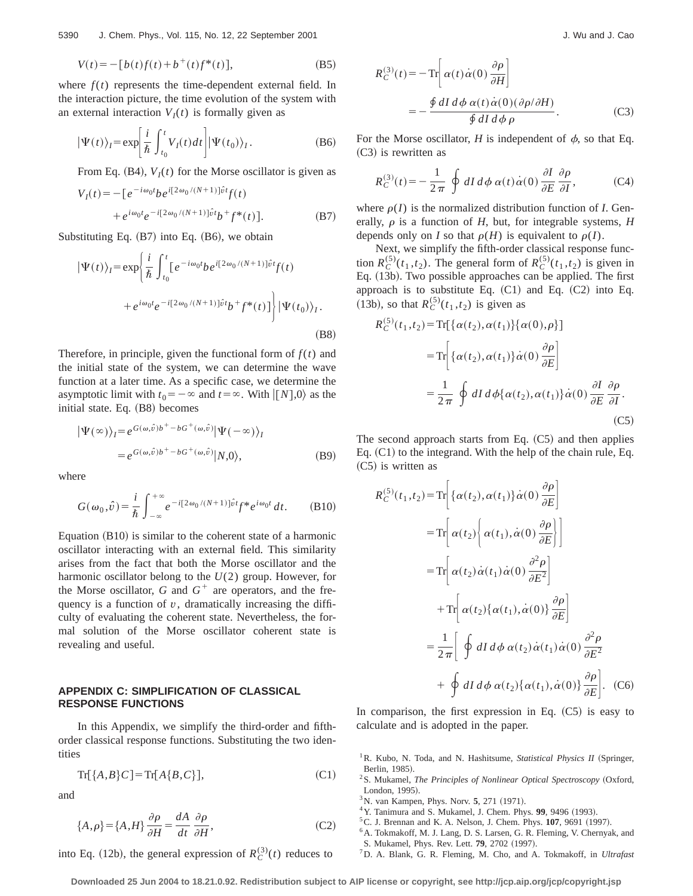$$V(t) = -[b(t)f(t) + b^{+}(t)f^{*}(t)], \tag{B5}$$

where $f(t)$ represents the time-dependent external field. In the interaction picture, the time evolution of the system with an external interaction $V_I(t)$ is formally given as

$$|\Psi(t)\rangle_I = \exp\left[\frac{i}{\hbar}\int_{t_0}^{t} V_I(t)dt\right]|\Psi(t_0)\rangle_I. \tag{B6}$$

From Eq. (B4), $V_I(t)$ for the Morse oscillator is given as

$$V_I(t) = -[e^{-i\omega_0 t} b e^{i[2\omega_0/(N+1)]\hat{v}t} f(t) + e^{i\omega_0 t} e^{-i[2\omega_0/(N+1)]\hat{v}t} b^{+} f^{*}(t)]. \tag{B7}$$

Substituting Eq. (B7) into Eq. (B6), we obtain

$$|\Psi(t)\rangle_I = \exp\left\{\frac{i}{\hbar}\int_{t_0}^{t}[e^{-i\omega_0 t} b e^{i[2\omega_0/(N+1)]\hat{v}t} f(t) + e^{i\omega_0 t} e^{-i[2\omega_0/(N+1)]\hat{v}t} b^{+} f^{*}(t)]\right\}|\Psi(t_0)\rangle_I. \tag{B8}$$

Therefore, in principle, given the functional form of $f(t)$ and the initial state of the system, we can determine the wave function at a later time. As a specific case, we determine the asymptotic limit with $t_0 = -\infty$ and $t = \infty$. With $|[N],0\rangle$ as the initial state. Eq. (B8) becomes

$$\begin{aligned}|\Psi(\infty)\rangle_I &= e^{G(\omega,\hat{v})b^{+} - bG^{+}(\omega,\hat{v})}|\Psi(-\infty)\rangle_I \\ &= e^{G(\omega,\hat{v})b^{+} - bG^{+}(\omega,\hat{v})}|N,0\rangle,\end{aligned} \tag{B9}$$

where

$$G(\omega_0,\hat{v}) = \frac{i}{\hbar}\int_{-\infty}^{+\infty} e^{-i[2\omega_0/(N+1)]\hat{v}t} f^{*} e^{i\omega_0 t}\,dt. \tag{B10}$$

Equation (B10) is similar to the coherent state of a harmonic oscillator interacting with an external field. This similarity arises from the fact that both the Morse oscillator and the harmonic oscillator belong to the $U(2)$ group. However, for the Morse oscillator, $G$ and $G^{+}$ are operators, and the frequency is a function of $v$, dramatically increasing the difficulty of evaluating the coherent state. Nevertheless, the formal solution of the Morse oscillator coherent state is revealing and useful.

## APPENDIX C: SIMPLIFICATION OF CLASSICAL RESPONSE FUNCTIONS

In this Appendix, we simplify the third-order and fifth-order classical response functions. Substituting the two identities

$$\mathrm{Tr}[\{A,B\}C] = \mathrm{Tr}[A\{B,C\}], \tag{C1}$$

and

$$\{A,\rho\} = \{A,H\}\frac{\partial\rho}{\partial H} = \frac{dA}{dt}\frac{\partial\rho}{\partial H}, \tag{C2}$$

into Eq. (12b), the general expression of $R_C^{(3)}(t)$ reduces to

$$\begin{aligned}R_C^{(3)}(t) &= -\mathrm{Tr}\left[\alpha(t)\dot{\alpha}(0)\frac{\partial\rho}{\partial H}\right] \\ &= -\frac{\oint dI\,d\phi\,\alpha(t)\dot{\alpha}(0)(\partial\rho/\partial H)}{\oint dI\,d\phi\,\rho}.\end{aligned} \tag{C3}$$

For the Morse oscillator, $H$ is independent of $\phi$, so that Eq. (C3) is rewritten as

$$R_C^{(3)}(t) = -\frac{1}{2\pi}\oint dI\,d\phi\,\alpha(t)\dot{\alpha}(0)\frac{\partial I}{\partial E}\frac{\partial\rho}{\partial I}, \tag{C4}$$

where $\rho(I)$ is the normalized distribution function of $I$. Generally, $\rho$ is a function of $H$, but, for integrable systems, $H$ depends only on $I$ so that $\rho(H)$ is equivalent to $\rho(I)$.

Next, we simplify the fifth-order classical response function $R_C^{(5)}(t_1,t_2)$. The general form of $R_C^{(5)}(t_1,t_2)$ is given in Eq. (13b). Two possible approaches can be applied. The first approach is to substitute Eq. (C1) and Eq. (C2) into Eq. (13b), so that $R_C^{(5)}(t_1,t_2)$ is given as

$$\begin{aligned}R_C^{(5)}(t_1,t_2) &= \mathrm{Tr}[\{\alpha(t_2),\alpha(t_1)\}\{\alpha(0),\rho\}] \\ &= \mathrm{Tr}\left[\{\alpha(t_2),\alpha(t_1)\}\dot{\alpha}(0)\frac{\partial\rho}{\partial E}\right] \\ &= \frac{1}{2\pi}\oint dI\,d\phi\{\alpha(t_2),\alpha(t_1)\}\dot{\alpha}(0)\frac{\partial I}{\partial E}\frac{\partial\rho}{\partial I}.\end{aligned} \tag{C5}$$

The second approach starts from Eq. (C5) and then applies Eq. (C1) to the integrand. With the help of the chain rule, Eq. (C5) is written as

$$\begin{aligned}R_C^{(5)}(t_1,t_2) &= \mathrm{Tr}\left[\{\alpha(t_2),\alpha(t_1)\}\dot{\alpha}(0)\frac{\partial\rho}{\partial E}\right] \\ &= \mathrm{Tr}\left[\alpha(t_2)\left\{\alpha(t_1),\dot{\alpha}(0)\frac{\partial\rho}{\partial E}\right\}\right] \\ &= \mathrm{Tr}\left[\alpha(t_2)\dot{\alpha}(t_1)\dot{\alpha}(0)\frac{\partial^2\rho}{\partial E^2}\right] \\ &\quad + \mathrm{Tr}\left[\alpha(t_2)\{\alpha(t_1),\dot{\alpha}(0)\}\frac{\partial\rho}{\partial E}\right] \\ &= \frac{1}{2\pi}\left[\oint dI\,d\phi\,\alpha(t_2)\dot{\alpha}(t_1)\dot{\alpha}(0)\frac{\partial^2\rho}{\partial E^2} + \oint dI\,d\phi\,\alpha(t_2)\{\alpha(t_1),\dot{\alpha}(0)\}\frac{\partial\rho}{\partial E}\right].\end{aligned} \tag{C6}$$

In comparison, the first expression in Eq. (C5) is easy to calculate and is adopted in the paper.

[1] R. Kubo, N. Toda, and N. Hashitsume, *Statistical Physics II* (Springer, Berlin, 1985).

[2] S. Mukamel, *The Principles of Nonlinear Optical Spectroscopy* (Oxford, London, 1995).

[3] N. van Kampen, Phys. Norv. **5**, 271 (1971).

[4] Y. Tanimura and S. Mukamel, J. Chem. Phys. **99**, 9496 (1993).

[5] C. J. Brennan and K. A. Nelson, J. Chem. Phys. **107**, 9691 (1997).

[6] A. Tokmakoff, M. J. Lang, D. S. Larsen, G. R. Fleming, V. Chernyak, and S. Mukamel, Phys. Rev. Lett. **79**, 2702 (1997).

[7] D. A. Blank, G. R. Fleming, M. Cho, and A. Tokmakoff, in *Ultrafast*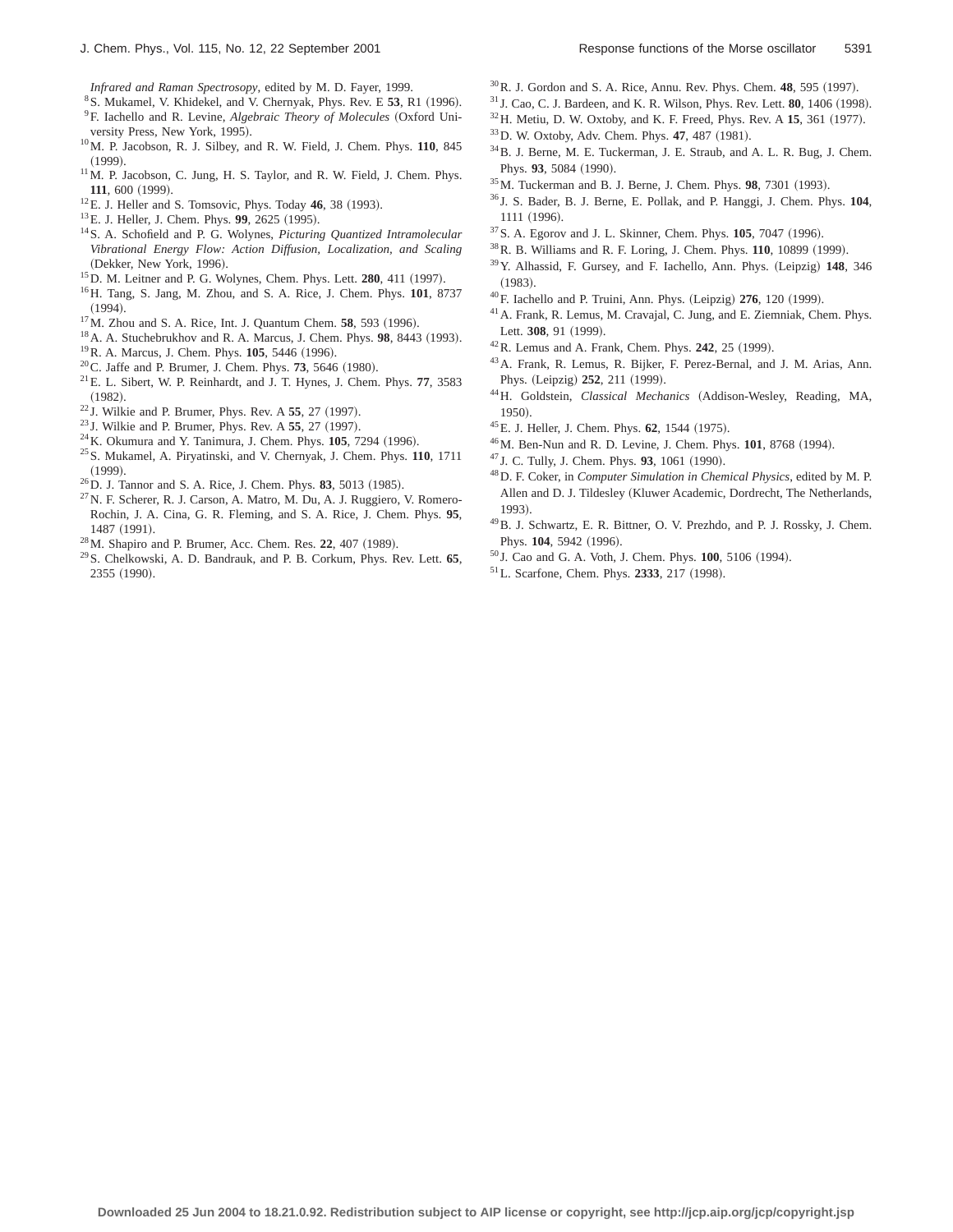*Infrared and Raman Spectrosopy*, edited by M. D. Fayer, 1999.

[8] S. Mukamel, V. Khidekel, and V. Chernyak, Phys. Rev. E **53**, R1 (1996).

[9] F. Iachello and R. Levine, *Algebraic Theory of Molecules* (Oxford University Press, New York, 1995).

[10] M. P. Jacobson, R. J. Silbey, and R. W. Field, J. Chem. Phys. **110**, 845 (1999).

[11] M. P. Jacobson, C. Jung, H. S. Taylor, and R. W. Field, J. Chem. Phys. **111**, 600 (1999).

[12] E. J. Heller and S. Tomsovic, Phys. Today **46**, 38 (1993).

[13] E. J. Heller, J. Chem. Phys. **99**, 2625 (1995).

[14] S. A. Schofield and P. G. Wolynes, *Picturing Quantized Intramolecular Vibrational Energy Flow: Action Diffusion, Localization, and Scaling* (Dekker, New York, 1996).

[15] D. M. Leitner and P. G. Wolynes, Chem. Phys. Lett. **280**, 411 (1997).

[16] H. Tang, S. Jang, M. Zhou, and S. A. Rice, J. Chem. Phys. **101**, 8737 (1994).

[17] M. Zhou and S. A. Rice, Int. J. Quantum Chem. **58**, 593 (1996).

[18] A. A. Stuchebrukhov and R. A. Marcus, J. Chem. Phys. **98**, 8443 (1993).

[19] R. A. Marcus, J. Chem. Phys. **105**, 5446 (1996).

[20] C. Jaffe and P. Brumer, J. Chem. Phys. **73**, 5646 (1980).

[21] E. L. Sibert, W. P. Reinhardt, and J. T. Hynes, J. Chem. Phys. **77**, 3583 (1982).

[22] J. Wilkie and P. Brumer, Phys. Rev. A **55**, 27 (1997).

[23] J. Wilkie and P. Brumer, Phys. Rev. A **55**, 27 (1997).

[24] K. Okumura and Y. Tanimura, J. Chem. Phys. **105**, 7294 (1996).

[25] S. Mukamel, A. Piryatinski, and V. Chernyak, J. Chem. Phys. **110**, 1711 (1999).

[26] D. J. Tannor and S. A. Rice, J. Chem. Phys. **83**, 5013 (1985).

[27] N. F. Scherer, R. J. Carson, A. Matro, M. Du, A. J. Ruggiero, V. Romero-Rochin, J. A. Cina, G. R. Fleming, and S. A. Rice, J. Chem. Phys. **95**, 1487 (1991).

[28] M. Shapiro and P. Brumer, Acc. Chem. Res. **22**, 407 (1989).

[29] S. Chelkowski, A. D. Bandrauk, and P. B. Corkum, Phys. Rev. Lett. **65**, 2355 (1990).

[30] R. J. Gordon and S. A. Rice, Annu. Rev. Phys. Chem. **48**, 595 (1997).

[31] J. Cao, C. J. Bardeen, and K. R. Wilson, Phys. Rev. Lett. **80**, 1406 (1998).

[32] H. Metiu, D. W. Oxtoby, and K. F. Freed, Phys. Rev. A **15**, 361 (1977).

[33] D. W. Oxtoby, Adv. Chem. Phys. **47**, 487 (1981).

[34] B. J. Berne, M. E. Tuckerman, J. E. Straub, and A. L. R. Bug, J. Chem. Phys. **93**, 5084 (1990).

[35] M. Tuckerman and B. J. Berne, J. Chem. Phys. **98**, 7301 (1993).

[36] J. S. Bader, B. J. Berne, E. Pollak, and P. Hanggi, J. Chem. Phys. **104**, 1111 (1996).

[37] S. A. Egorov and J. L. Skinner, Chem. Phys. **105**, 7047 (1996).

[38] R. B. Williams and R. F. Loring, J. Chem. Phys. **110**, 10899 (1999).

[39] Y. Alhassid, F. Gursey, and F. Iachello, Ann. Phys. (Leipzig) **148**, 346 (1983).

[40] F. Iachello and P. Truini, Ann. Phys. (Leipzig) **276**, 120 (1999).

[41] A. Frank, R. Lemus, M. Cravajal, C. Jung, and E. Ziemniak, Chem. Phys. Lett. **308**, 91 (1999).

[42] R. Lemus and A. Frank, Chem. Phys. **242**, 25 (1999).

[43] A. Frank, R. Lemus, R. Bijker, F. Perez-Bernal, and J. M. Arias, Ann. Phys. (Leipzig) **252**, 211 (1999).

[44] H. Goldstein, *Classical Mechanics* (Addison-Wesley, Reading, MA, 1950).

[45] E. J. Heller, J. Chem. Phys. **62**, 1544 (1975).

[46] M. Ben-Nun and R. D. Levine, J. Chem. Phys. **101**, 8768 (1994).

[47] J. C. Tully, J. Chem. Phys. **93**, 1061 (1990).

[48] D. F. Coker, in *Computer Simulation in Chemical Physics*, edited by M. P. Allen and D. J. Tildesley (Kluwer Academic, Dordrecht, The Netherlands, 1993).

[49] B. J. Schwartz, E. R. Bittner, O. V. Prezhdo, and P. J. Rossky, J. Chem. Phys. **104**, 5942 (1996).

[50] J. Cao and G. A. Voth, J. Chem. Phys. **100**, 5106 (1994).

[51] L. Scarfone, Chem. Phys. **2333**, 217 (1998).